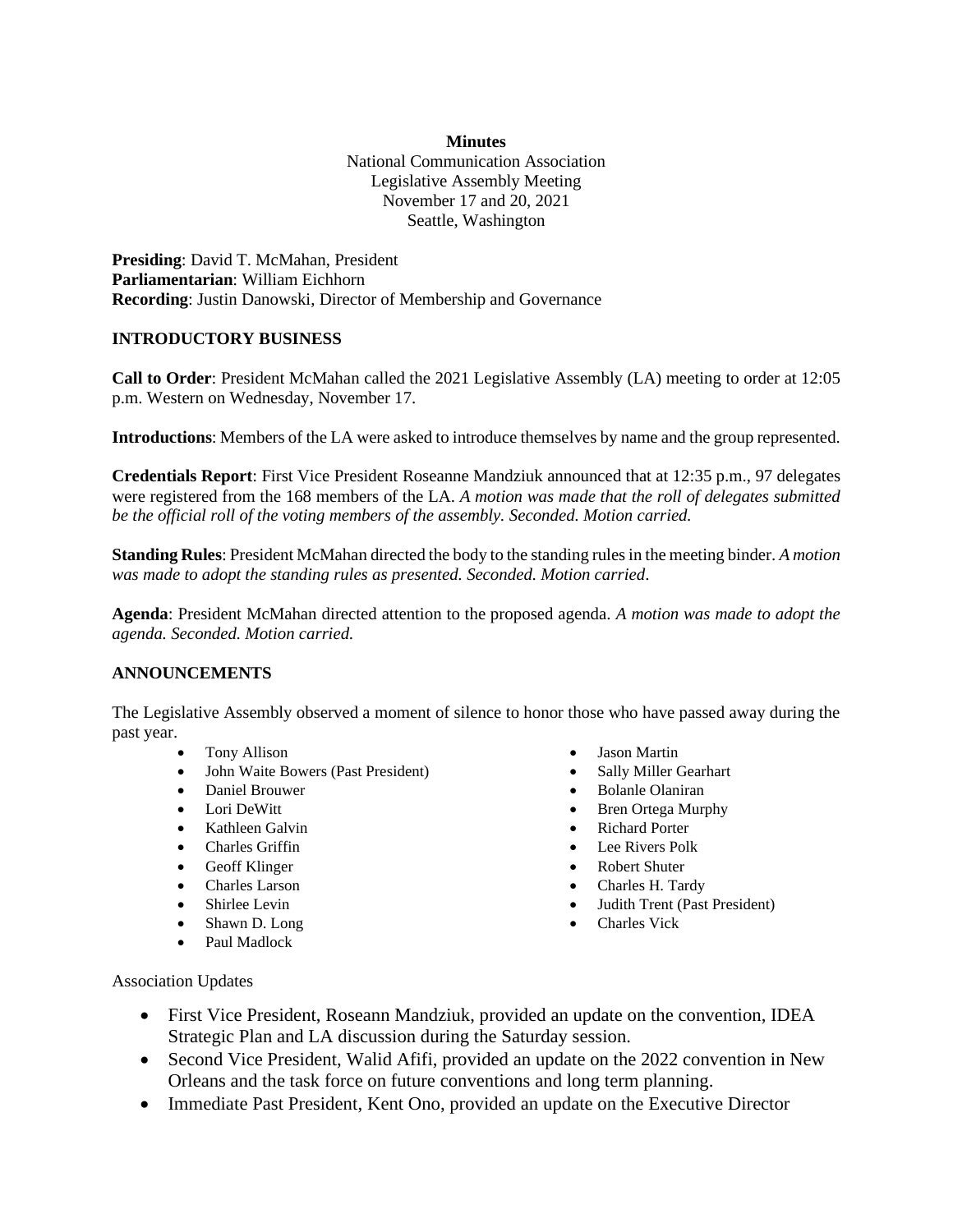**Minutes**

National Communication Association
Legislative Assembly Meeting
November 17 and 20, 2021
Seattle, Washington

**Presiding**: David T. McMahan, President
**Parliamentarian**: William Eichhorn
**Recording**: Justin Danowski, Director of Membership and Governance

## INTRODUCTORY BUSINESS

**Call to Order**: President McMahan called the 2021 Legislative Assembly (LA) meeting to order at 12:05 p.m. Western on Wednesday, November 17.

**Introductions**: Members of the LA were asked to introduce themselves by name and the group represented.

**Credentials Report**: First Vice President Roseanne Mandziuk announced that at 12:35 p.m., 97 delegates were registered from the 168 members of the LA. *A motion was made that the roll of delegates submitted be the official roll of the voting members of the assembly. Seconded. Motion carried.*

**Standing Rules**: President McMahan directed the body to the standing rules in the meeting binder. *A motion was made to adopt the standing rules as presented. Seconded. Motion carried.*

**Agenda**: President McMahan directed attention to the proposed agenda. *A motion was made to adopt the agenda. Seconded. Motion carried.*

## ANNOUNCEMENTS

The Legislative Assembly observed a moment of silence to honor those who have passed away during the past year.

- Tony Allison
- John Waite Bowers (Past President)
- Daniel Brouwer
- Lori DeWitt
- Kathleen Galvin
- Charles Griffin
- Geoff Klinger
- Charles Larson
- Shirlee Levin
- Shawn D. Long
- Paul Madlock
- Jason Martin
- Sally Miller Gearhart
- Bolanle Olaniran
- Bren Ortega Murphy
- Richard Porter
- Lee Rivers Polk
- Robert Shuter
- Charles H. Tardy
- Judith Trent (Past President)
- Charles Vick

Association Updates

- First Vice President, Roseann Mandziuk, provided an update on the convention, IDEA Strategic Plan and LA discussion during the Saturday session.
- Second Vice President, Walid Afifi, provided an update on the 2022 convention in New Orleans and the task force on future conventions and long term planning.
- Immediate Past President, Kent Ono, provided an update on the Executive Director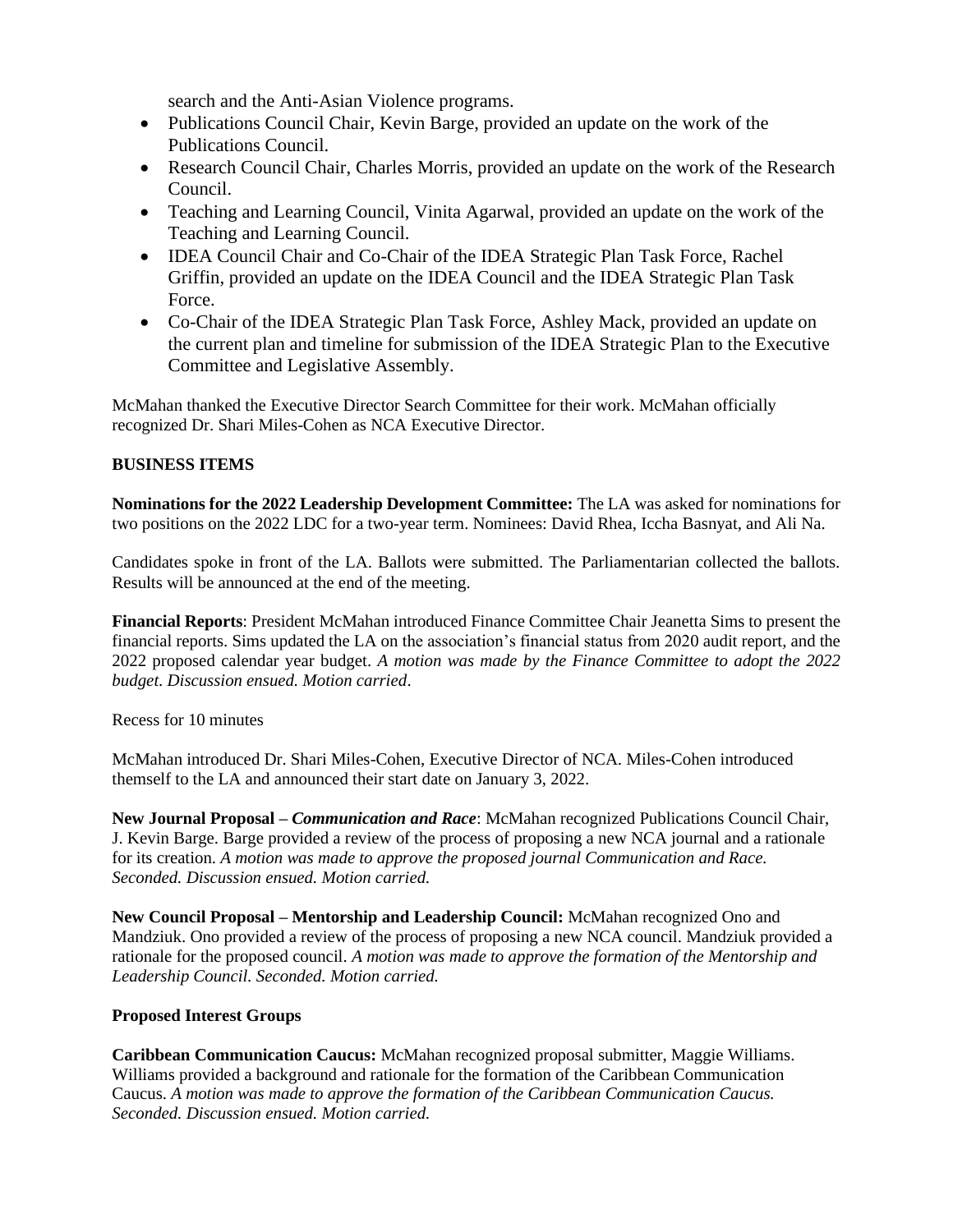search and the Anti-Asian Violence programs.

- Publications Council Chair, Kevin Barge, provided an update on the work of the Publications Council.
- Research Council Chair, Charles Morris, provided an update on the work of the Research Council.
- Teaching and Learning Council, Vinita Agarwal, provided an update on the work of the Teaching and Learning Council.
- IDEA Council Chair and Co-Chair of the IDEA Strategic Plan Task Force, Rachel Griffin, provided an update on the IDEA Council and the IDEA Strategic Plan Task Force.
- Co-Chair of the IDEA Strategic Plan Task Force, Ashley Mack, provided an update on the current plan and timeline for submission of the IDEA Strategic Plan to the Executive Committee and Legislative Assembly.

McMahan thanked the Executive Director Search Committee for their work. McMahan officially recognized Dr. Shari Miles-Cohen as NCA Executive Director.

**BUSINESS ITEMS**

**Nominations for the 2022 Leadership Development Committee:** The LA was asked for nominations for two positions on the 2022 LDC for a two-year term. Nominees: David Rhea, Iccha Basnyat, and Ali Na.

Candidates spoke in front of the LA. Ballots were submitted. The Parliamentarian collected the ballots. Results will be announced at the end of the meeting.

**Financial Reports**: President McMahan introduced Finance Committee Chair Jeanetta Sims to present the financial reports. Sims updated the LA on the association's financial status from 2020 audit report, and the 2022 proposed calendar year budget. *A motion was made by the Finance Committee to adopt the 2022 budget. Discussion ensued. Motion carried*.

Recess for 10 minutes

McMahan introduced Dr. Shari Miles-Cohen, Executive Director of NCA. Miles-Cohen introduced themself to the LA and announced their start date on January 3, 2022.

**New Journal Proposal – *Communication and Race***: McMahan recognized Publications Council Chair, J. Kevin Barge. Barge provided a review of the process of proposing a new NCA journal and a rationale for its creation. *A motion was made to approve the proposed journal Communication and Race. Seconded. Discussion ensued. Motion carried.*

**New Council Proposal – Mentorship and Leadership Council:** McMahan recognized Ono and Mandziuk. Ono provided a review of the process of proposing a new NCA council. Mandziuk provided a rationale for the proposed council. *A motion was made to approve the formation of the Mentorship and Leadership Council. Seconded. Motion carried.*

**Proposed Interest Groups**

**Caribbean Communication Caucus:** McMahan recognized proposal submitter, Maggie Williams. Williams provided a background and rationale for the formation of the Caribbean Communication Caucus. *A motion was made to approve the formation of the Caribbean Communication Caucus. Seconded. Discussion ensued. Motion carried.*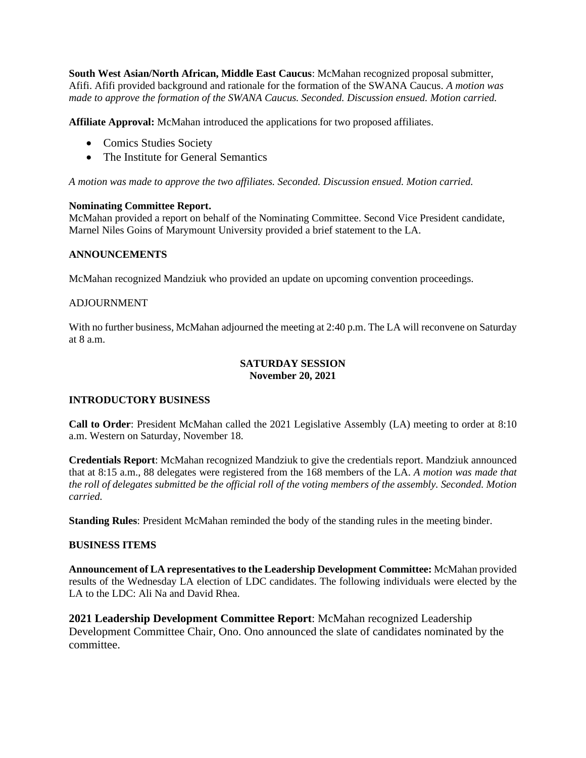**South West Asian/North African, Middle East Caucus**: McMahan recognized proposal submitter, Afifi. Afifi provided background and rationale for the formation of the SWANA Caucus. *A motion was made to approve the formation of the SWANA Caucus. Seconded. Discussion ensued. Motion carried.*

**Affiliate Approval:** McMahan introduced the applications for two proposed affiliates.

- Comics Studies Society
- The Institute for General Semantics

*A motion was made to approve the two affiliates. Seconded. Discussion ensued. Motion carried.*

**Nominating Committee Report.**

McMahan provided a report on behalf of the Nominating Committee. Second Vice President candidate, Marnel Niles Goins of Marymount University provided a brief statement to the LA.

**ANNOUNCEMENTS**

McMahan recognized Mandziuk who provided an update on upcoming convention proceedings.

ADJOURNMENT

With no further business, McMahan adjourned the meeting at 2:40 p.m. The LA will reconvene on Saturday at 8 a.m.

**SATURDAY SESSION**
**November 20, 2021**

**INTRODUCTORY BUSINESS**

**Call to Order**: President McMahan called the 2021 Legislative Assembly (LA) meeting to order at 8:10 a.m. Western on Saturday, November 18.

**Credentials Report**: McMahan recognized Mandziuk to give the credentials report. Mandziuk announced that at 8:15 a.m., 88 delegates were registered from the 168 members of the LA. *A motion was made that the roll of delegates submitted be the official roll of the voting members of the assembly. Seconded. Motion carried.*

**Standing Rules**: President McMahan reminded the body of the standing rules in the meeting binder.

**BUSINESS ITEMS**

**Announcement of LA representatives to the Leadership Development Committee:** McMahan provided results of the Wednesday LA election of LDC candidates. The following individuals were elected by the LA to the LDC: Ali Na and David Rhea.

**2021 Leadership Development Committee Report**: McMahan recognized Leadership Development Committee Chair, Ono. Ono announced the slate of candidates nominated by the committee.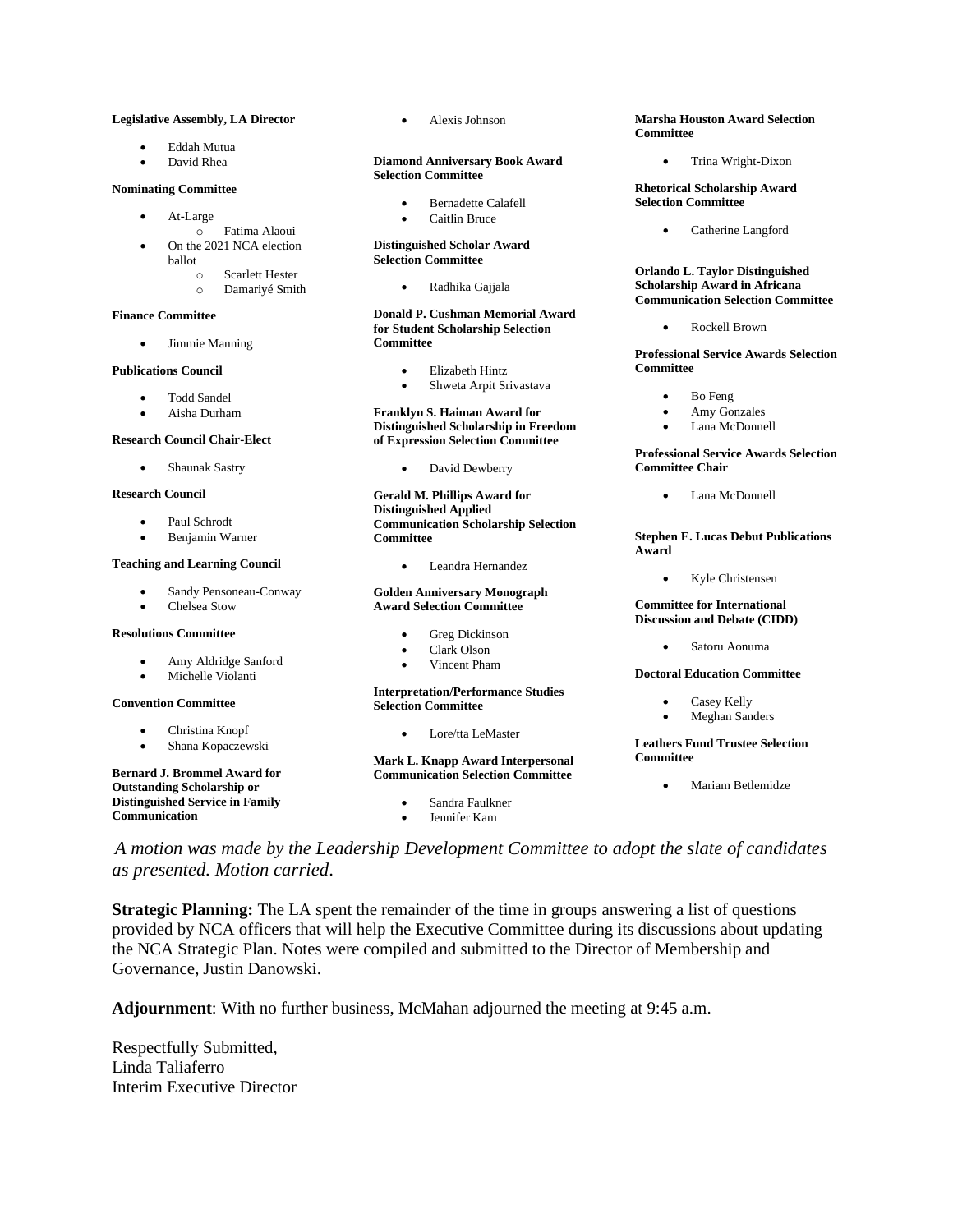**Legislative Assembly, LA Director**

- Eddah Mutua
- David Rhea

**Nominating Committee**

- At-Large
  - Fatima Alaoui
- On the 2021 NCA election ballot
  - Scarlett Hester
  - Damariyé Smith

**Finance Committee**

- Jimmie Manning

**Publications Council**

- Todd Sandel
- Aisha Durham

**Research Council Chair-Elect**

- Shaunak Sastry

**Research Council**

- Paul Schrodt
- Benjamin Warner

**Teaching and Learning Council**

- Sandy Pensoneau-Conway
- Chelsea Stow

**Resolutions Committee**

- Amy Aldridge Sanford
- Michelle Violanti

**Convention Committee**

- Christina Knopf
- Shana Kopaczewski

**Bernard J. Brommel Award for Outstanding Scholarship or Distinguished Service in Family Communication**

- Alexis Johnson

**Diamond Anniversary Book Award Selection Committee**

- Bernadette Calafell
- Caitlin Bruce

**Distinguished Scholar Award Selection Committee**

- Radhika Gajjala

**Donald P. Cushman Memorial Award for Student Scholarship Selection Committee**

- Elizabeth Hintz
- Shweta Arpit Srivastava

**Franklyn S. Haiman Award for Distinguished Scholarship in Freedom of Expression Selection Committee**

- David Dewberry

**Gerald M. Phillips Award for Distinguished Applied Communication Scholarship Selection Committee**

- Leandra Hernandez

**Golden Anniversary Monograph Award Selection Committee**

- Greg Dickinson
- Clark Olson
- Vincent Pham

**Interpretation/Performance Studies Selection Committee**

- Lore/tta LeMaster

**Mark L. Knapp Award Interpersonal Communication Selection Committee**

- Sandra Faulkner
- Jennifer Kam

**Marsha Houston Award Selection Committee**

- Trina Wright-Dixon

**Rhetorical Scholarship Award Selection Committee**

- Catherine Langford

**Orlando L. Taylor Distinguished Scholarship Award in Africana Communication Selection Committee**

- Rockell Brown

**Professional Service Awards Selection Committee**

- Bo Feng
- Amy Gonzales
- Lana McDonnell

**Professional Service Awards Selection Committee Chair**

- Lana McDonnell

**Stephen E. Lucas Debut Publications Award**

- Kyle Christensen

**Committee for International Discussion and Debate (CIDD)**

- Satoru Aonuma

**Doctoral Education Committee**

- Casey Kelly
- Meghan Sanders

**Leathers Fund Trustee Selection Committee**

- Mariam Betlemidze

*A motion was made by the Leadership Development Committee to adopt the slate of candidates as presented. Motion carried.*

**Strategic Planning:** The LA spent the remainder of the time in groups answering a list of questions provided by NCA officers that will help the Executive Committee during its discussions about updating the NCA Strategic Plan. Notes were compiled and submitted to the Director of Membership and Governance, Justin Danowski.

**Adjournment**: With no further business, McMahan adjourned the meeting at 9:45 a.m.

Respectfully Submitted,
Linda Taliaferro
Interim Executive Director